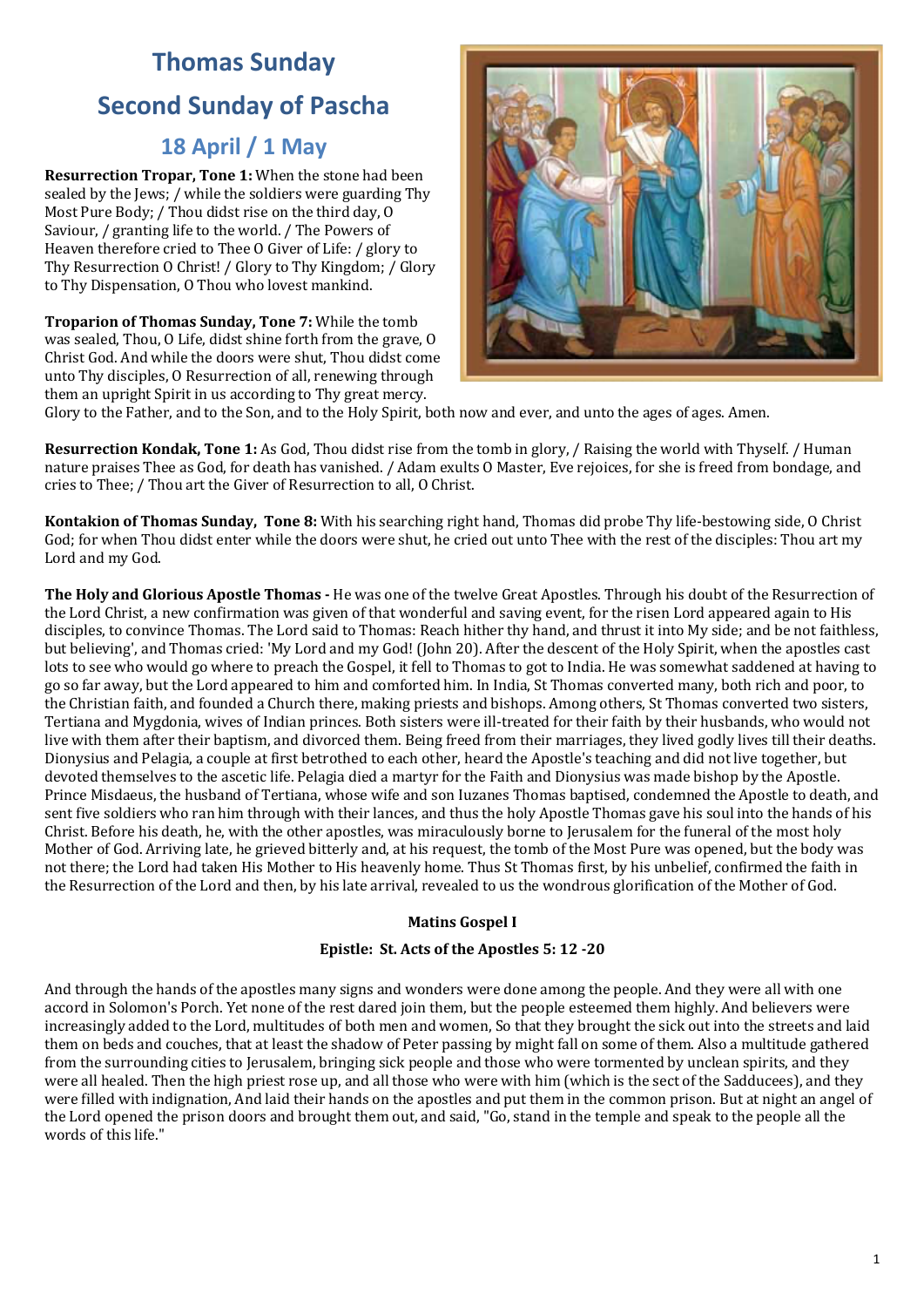# Thomas Sunday

# Second Sunday of Pascha

## 18 April / 1 May

**Resurrection Tropar, Tone 1:** When the stone had been sealed by the Jews; / while the soldiers were guarding Thy Most Pure Body; / Thou didst rise on the third day, O Saviour, / granting life to the world. / The Powers of Heaven therefore cried to Thee O Giver of Life: / glory to Thy Resurrection O Christ! / Glory to Thy Kingdom; / Glory to Thy Dispensation, O Thou who lovest mankind.

**Troparion of Thomas Sunday, Tone 7:** While the tomb was sealed, Thou, O Life, didst shine forth from the grave, O Christ God. And while the doors were shut, Thou didst come unto Thy disciples, O Resurrection of all, renewing through them an upright Spirit in us according to Thy great mercy. Glory to the Father, and to the Son, and to the Holy Spirit, both now and ever, and unto the ages of ages. Amen.

**Resurrection Kondak, Tone 1:** As God, Thou didst rise from the tomb in glory, / Raising the world with Thyself. / Human nature praises Thee as God, for death has vanished. / Adam exults O Master, Eve rejoices, for she is freed from bondage, and cries to Thee; / Thou art the Giver of Resurrection to all, O Christ.

**Kontakion of Thomas Sunday, Tone 8:** With his searching right hand, Thomas did probe Thy life-bestowing side, O Christ God; for when Thou didst enter while the doors were shut, he cried out unto Thee with the rest of the disciples: Thou art my Lord and my God.

**The Holy and Glorious Apostle Thomas -** He was one of the twelve Great Apostles. Through his doubt of the Resurrection of the Lord Christ, a new confirmation was given of that wonderful and saving event, for the risen Lord appeared again to His disciples, to convince Thomas. The Lord said to Thomas: Reach hither thy hand, and thrust it into My side; and be not faithless, but believing', and Thomas cried: 'My Lord and my God! (John 20). After the descent of the Holy Spirit, when the apostles cast lots to see who would go where to preach the Gospel, it fell to Thomas to got to India. He was somewhat saddened at having to go so far away, but the Lord appeared to him and comforted him. In India, St Thomas converted many, both rich and poor, to the Christian faith, and founded a Church there, making priests and bishops. Among others, St Thomas converted two sisters, Tertiana and Mygdonia, wives of Indian princes. Both sisters were ill-treated for their faith by their husbands, who would not live with them after their baptism, and divorced them. Being freed from their marriages, they lived godly lives till their deaths. Dionysius and Pelagia, a couple at first betrothed to each other, heard the Apostle's teaching and did not live together, but devoted themselves to the ascetic life. Pelagia died a martyr for the Faith and Dionysius was made bishop by the Apostle. Prince Misdaeus, the husband of Tertiana, whose wife and son Iuzanes Thomas baptised, condemned the Apostle to death, and sent five soldiers who ran him through with their lances, and thus the holy Apostle Thomas gave his soul into the hands of his Christ. Before his death, he, with the other apostles, was miraculously borne to Jerusalem for the funeral of the most holy Mother of God. Arriving late, he grieved bitterly and, at his request, the tomb of the Most Pure was opened, but the body was not there; the Lord had taken His Mother to His heavenly home. Thus St Thomas first, by his unbelief, confirmed the faith in the Resurrection of the Lord and then, by his late arrival, revealed to us the wondrous glorification of the Mother of God.

**Matins Gospel I**

**Epistle: St. Acts of the Apostles 5: 12 -20**

And through the hands of the apostles many signs and wonders were done among the people. And they were all with one accord in Solomon's Porch. Yet none of the rest dared join them, but the people esteemed them highly. And believers were increasingly added to the Lord, multitudes of both men and women, So that they brought the sick out into the streets and laid them on beds and couches, that at least the shadow of Peter passing by might fall on some of them. Also a multitude gathered from the surrounding cities to Jerusalem, bringing sick people and those who were tormented by unclean spirits, and they were all healed. Then the high priest rose up, and all those who were with him (which is the sect of the Sadducees), and they were filled with indignation, And laid their hands on the apostles and put them in the common prison. But at night an angel of the Lord opened the prison doors and brought them out, and said, "Go, stand in the temple and speak to the people all the words of this life."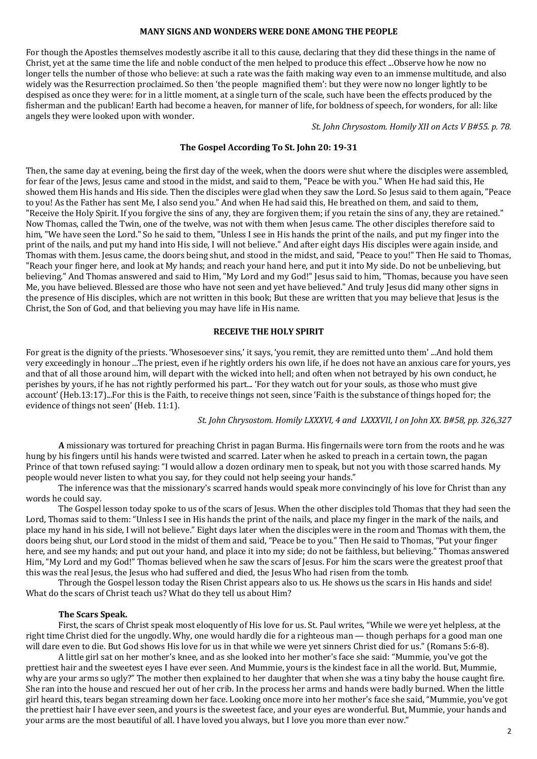## MANY SIGNS AND WONDERS WERE DONE AMONG THE PEOPLE

For though the Apostles themselves modestly ascribe it all to this cause, declaring that they did these things in the name of Christ, yet at the same time the life and noble conduct of the men helped to produce this effect ...Observe how he now no longer tells the number of those who believe: at such a rate was the faith making way even to an immense multitude, and also widely was the Resurrection proclaimed. So then 'the people magnified them': but they were now no longer lightly to be despised as once they were: for in a little moment, at a single turn of the scale, such have been the effects produced by the fisherman and the publican! Earth had become a heaven, for manner of life, for boldness of speech, for wonders, for all: like angels they were looked upon with wonder.

*St. John Chrysostom. Homily XII on Acts V B#55. p. 78.*

## The Gospel According To St. John 20: 19-31

Then, the same day at evening, being the first day of the week, when the doors were shut where the disciples were assembled, for fear of the Jews, Jesus came and stood in the midst, and said to them, "Peace be with you." When He had said this, He showed them His hands and His side. Then the disciples were glad when they saw the Lord. So Jesus said to them again, "Peace to you! As the Father has sent Me, I also send you." And when He had said this, He breathed on them, and said to them, "Receive the Holy Spirit. If you forgive the sins of any, they are forgiven them; if you retain the sins of any, they are retained." Now Thomas, called the Twin, one of the twelve, was not with them when Jesus came. The other disciples therefore said to him, "We have seen the Lord." So he said to them, "Unless I see in His hands the print of the nails, and put my finger into the print of the nails, and put my hand into His side, I will not believe." And after eight days His disciples were again inside, and Thomas with them. Jesus came, the doors being shut, and stood in the midst, and said, "Peace to you!" Then He said to Thomas, "Reach your finger here, and look at My hands; and reach your hand here, and put it into My side. Do not be unbelieving, but believing." And Thomas answered and said to Him, "My Lord and my God!" Jesus said to him, "Thomas, because you have seen Me, you have believed. Blessed are those who have not seen and yet have believed." And truly Jesus did many other signs in the presence of His disciples, which are not written in this book; But these are written that you may believe that Jesus is the Christ, the Son of God, and that believing you may have life in His name.

## RECEIVE THE HOLY SPIRIT

For great is the dignity of the priests. 'Whosesoever sins,' it says, 'you remit, they are remitted unto them' ...And hold them very exceedingly in honour ...The priest, even if he rightly orders his own life, if he does not have an anxious care for yours, yes and that of all those around him, will depart with the wicked into hell; and often when not betrayed by his own conduct, he perishes by yours, if he has not rightly performed his part... 'For they watch out for your souls, as those who must give account' (Heb.13:17)...For this is the Faith, to receive things not seen, since 'Faith is the substance of things hoped for; the evidence of things not seen' (Heb. 11:1).

*St. John Chrysostom. Homily LXXXVI, 4 and LXXXVII, I on John XX. B#58, pp. 326,327*

**A** missionary was tortured for preaching Christ in pagan Burma. His fingernails were torn from the roots and he was hung by his fingers until his hands were twisted and scarred. Later when he asked to preach in a certain town, the pagan Prince of that town refused saying: "I would allow a dozen ordinary men to speak, but not you with those scarred hands. My people would never listen to what you say, for they could not help seeing your hands."

The inference was that the missionary's scarred hands would speak more convincingly of his love for Christ than any words he could say.

The Gospel lesson today spoke to us of the scars of Jesus. When the other disciples told Thomas that they had seen the Lord, Thomas said to them: "Unless I see in His hands the print of the nails, and place my finger in the mark of the nails, and place my hand in his side, I will not believe." Eight days later when the disciples were in the room and Thomas with them, the doors being shut, our Lord stood in the midst of them and said, "Peace be to you." Then He said to Thomas, "Put your finger here, and see my hands; and put out your hand, and place it into my side; do not be faithless, but believing." Thomas answered Him, "My Lord and my God!" Thomas believed when he saw the scars of Jesus. For him the scars were the greatest proof that this was the real Jesus, the Jesus who had suffered and died, the Jesus Who had risen from the tomb.

Through the Gospel lesson today the Risen Christ appears also to us. He shows us the scars in His hands and side! What do the scars of Christ teach us? What do they tell us about Him?

### The Scars Speak.

First, the scars of Christ speak most eloquently of His love for us. St. Paul writes, "While we were yet helpless, at the right time Christ died for the ungodly. Why, one would hardly die for a righteous man — though perhaps for a good man one will dare even to die. But God shows His love for us in that while we were yet sinners Christ died for us." (Romans 5:6-8).

A little girl sat on her mother's knee, and as she looked into her mother's face she said: "Mummie, you've got the prettiest hair and the sweetest eyes I have ever seen. And Mummie, yours is the kindest face in all the world. But, Mummie, why are your arms so ugly?" The mother then explained to her daughter that when she was a tiny baby the house caught fire. She ran into the house and rescued her out of her crib. In the process her arms and hands were badly burned. When the little girl heard this, tears began streaming down her face. Looking once more into her mother's face she said, "Mummie, you've got the prettiest hair I have ever seen, and yours is the sweetest face, and your eyes are wonderful. But, Mummie, your hands and your arms are the most beautiful of all. I have loved you always, but I love you more than ever now."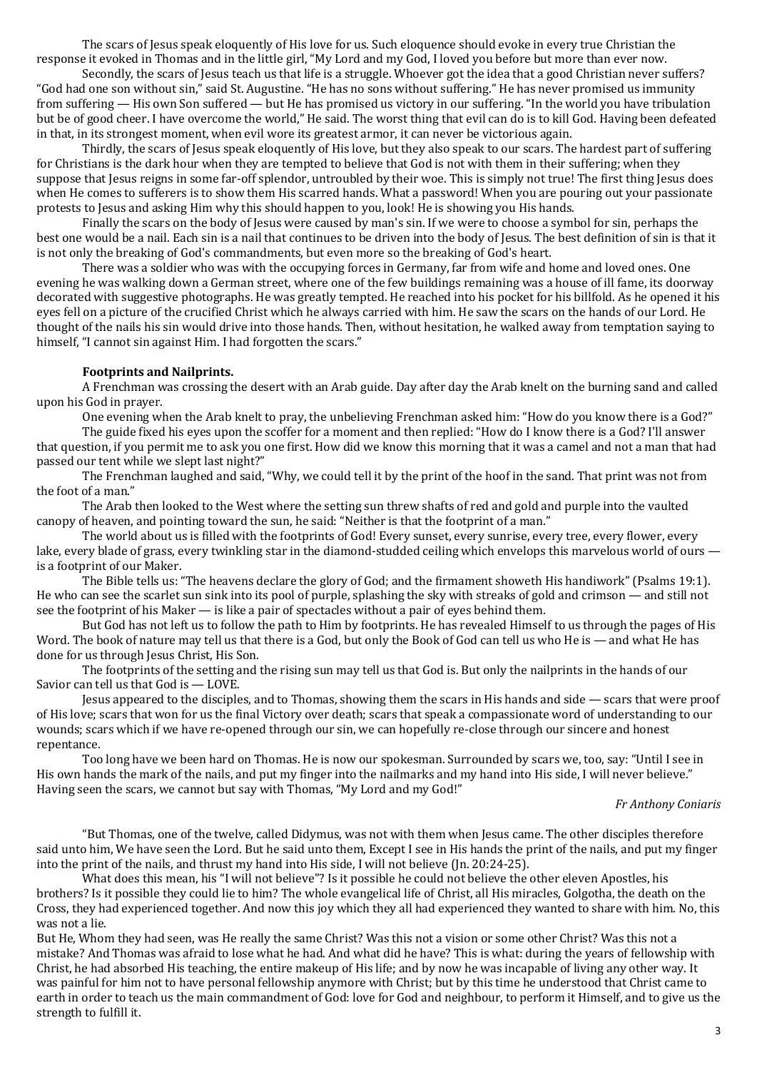The scars of Jesus speak eloquently of His love for us. Such eloquence should evoke in every true Christian the response it evoked in Thomas and in the little girl, "My Lord and my God, I loved you before but more than ever now.

Secondly, the scars of Jesus teach us that life is a struggle. Whoever got the idea that a good Christian never suffers? "God had one son without sin," said St. Augustine. "He has no sons without suffering." He has never promised us immunity from suffering — His own Son suffered — but He has promised us victory in our suffering. "In the world you have tribulation but be of good cheer. I have overcome the world," He said. The worst thing that evil can do is to kill God. Having been defeated in that, in its strongest moment, when evil wore its greatest armor, it can never be victorious again.

Thirdly, the scars of Jesus speak eloquently of His love, but they also speak to our scars. The hardest part of suffering for Christians is the dark hour when they are tempted to believe that God is not with them in their suffering; when they suppose that Jesus reigns in some far-off splendor, untroubled by their woe. This is simply not true! The first thing Jesus does when He comes to sufferers is to show them His scarred hands. What a password! When you are pouring out your passionate protests to Jesus and asking Him why this should happen to you, look! He is showing you His hands.

Finally the scars on the body of Jesus were caused by man's sin. If we were to choose a symbol for sin, perhaps the best one would be a nail. Each sin is a nail that continues to be driven into the body of Jesus. The best definition of sin is that it is not only the breaking of God's commandments, but even more so the breaking of God's heart.

There was a soldier who was with the occupying forces in Germany, far from wife and home and loved ones. One evening he was walking down a German street, where one of the few buildings remaining was a house of ill fame, its doorway decorated with suggestive photographs. He was greatly tempted. He reached into his pocket for his billfold. As he opened it his eyes fell on a picture of the crucified Christ which he always carried with him. He saw the scars on the hands of our Lord. He thought of the nails his sin would drive into those hands. Then, without hesitation, he walked away from temptation saying to himself, "I cannot sin against Him. I had forgotten the scars."

**Footprints and Nailprints.**

A Frenchman was crossing the desert with an Arab guide. Day after day the Arab knelt on the burning sand and called upon his God in prayer.

One evening when the Arab knelt to pray, the unbelieving Frenchman asked him: "How do you know there is a God?"

The guide fixed his eyes upon the scoffer for a moment and then replied: "How do I know there is a God? I'll answer that question, if you permit me to ask you one first. How did we know this morning that it was a camel and not a man that had passed our tent while we slept last night?"

The Frenchman laughed and said, "Why, we could tell it by the print of the hoof in the sand. That print was not from the foot of a man."

The Arab then looked to the West where the setting sun threw shafts of red and gold and purple into the vaulted canopy of heaven, and pointing toward the sun, he said: "Neither is that the footprint of a man."

The world about us is filled with the footprints of God! Every sunset, every sunrise, every tree, every flower, every lake, every blade of grass, every twinkling star in the diamond-studded ceiling which envelops this marvelous world of ours — is a footprint of our Maker.

The Bible tells us: "The heavens declare the glory of God; and the firmament showeth His handiwork" (Psalms 19:1). He who can see the scarlet sun sink into its pool of purple, splashing the sky with streaks of gold and crimson — and still not see the footprint of his Maker — is like a pair of spectacles without a pair of eyes behind them.

But God has not left us to follow the path to Him by footprints. He has revealed Himself to us through the pages of His Word. The book of nature may tell us that there is a God, but only the Book of God can tell us who He is — and what He has done for us through Jesus Christ, His Son.

The footprints of the setting and the rising sun may tell us that God is. But only the nailprints in the hands of our Savior can tell us that God is — LOVE.

Jesus appeared to the disciples, and to Thomas, showing them the scars in His hands and side — scars that were proof of His love; scars that won for us the final Victory over death; scars that speak a compassionate word of understanding to our wounds; scars which if we have re-opened through our sin, we can hopefully re-close through our sincere and honest repentance.

Too long have we been hard on Thomas. He is now our spokesman. Surrounded by scars we, too, say: "Until I see in His own hands the mark of the nails, and put my finger into the nailmarks and my hand into His side, I will never believe." Having seen the scars, we cannot but say with Thomas, "My Lord and my God!"

*Fr Anthony Coniaris*

"But Thomas, one of the twelve, called Didymus, was not with them when Jesus came. The other disciples therefore said unto him, We have seen the Lord. But he said unto them, Except I see in His hands the print of the nails, and put my finger into the print of the nails, and thrust my hand into His side, I will not believe (Jn. 20:24-25).

What does this mean, his "I will not believe"? Is it possible he could not believe the other eleven Apostles, his brothers? Is it possible they could lie to him? The whole evangelical life of Christ, all His miracles, Golgotha, the death on the Cross, they had experienced together. And now this joy which they all had experienced they wanted to share with him. No, this was not a lie.

But He, Whom they had seen, was He really the same Christ? Was this not a vision or some other Christ? Was this not a mistake? And Thomas was afraid to lose what he had. And what did he have? This is what: during the years of fellowship with Christ, he had absorbed His teaching, the entire makeup of His life; and by now he was incapable of living any other way. It was painful for him not to have personal fellowship anymore with Christ; but by this time he understood that Christ came to earth in order to teach us the main commandment of God: love for God and neighbour, to perform it Himself, and to give us the strength to fulfill it.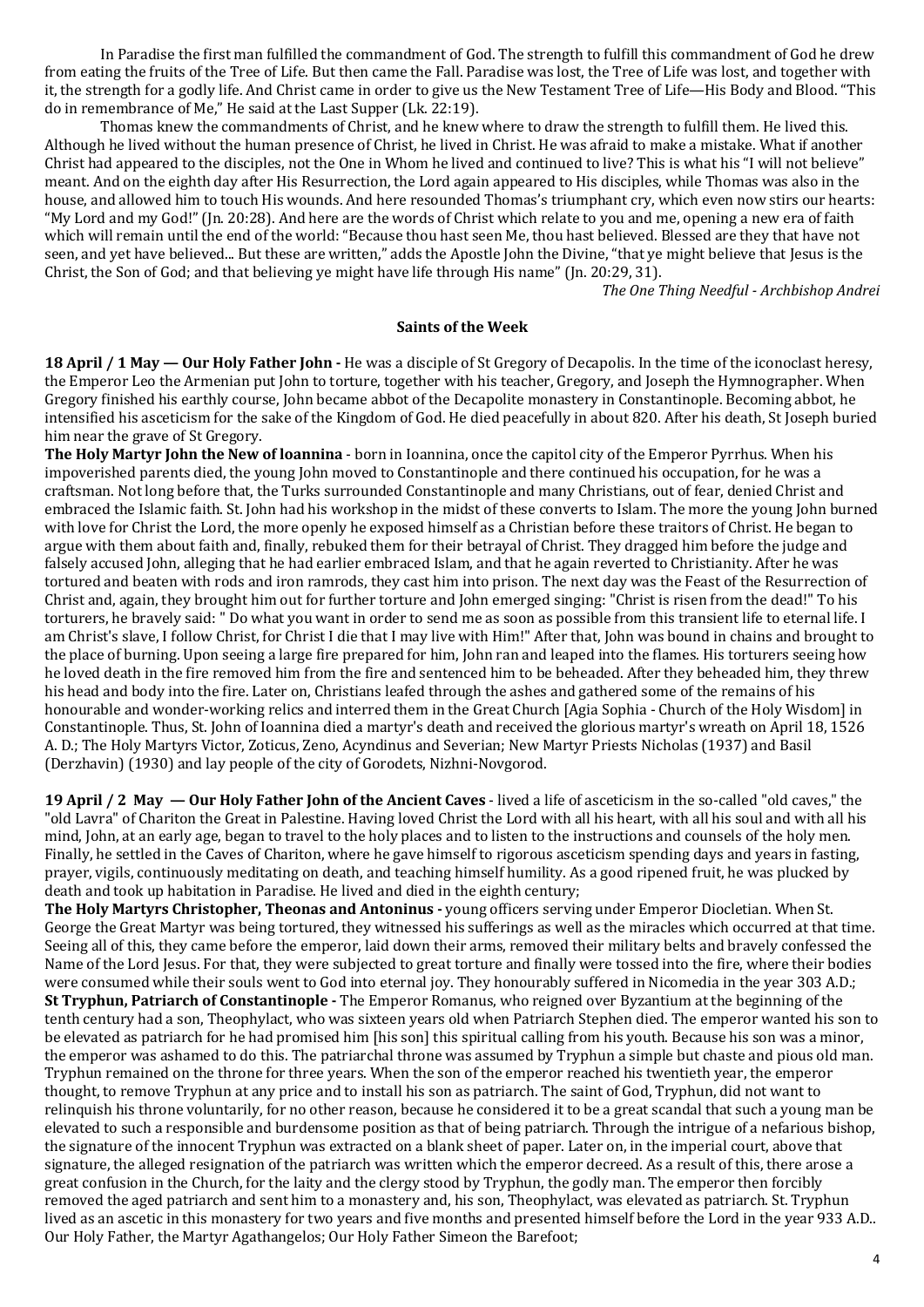In Paradise the first man fulfilled the commandment of God. The strength to fulfill this commandment of God he drew from eating the fruits of the Tree of Life. But then came the Fall. Paradise was lost, the Tree of Life was lost, and together with it, the strength for a godly life. And Christ came in order to give us the New Testament Tree of Life—His Body and Blood. "This do in remembrance of Me," He said at the Last Supper (Lk. 22:19).

Thomas knew the commandments of Christ, and he knew where to draw the strength to fulfill them. He lived this. Although he lived without the human presence of Christ, he lived in Christ. He was afraid to make a mistake. What if another Christ had appeared to the disciples, not the One in Whom he lived and continued to live? This is what his "I will not believe" meant. And on the eighth day after His Resurrection, the Lord again appeared to His disciples, while Thomas was also in the house, and allowed him to touch His wounds. And here resounded Thomas's triumphant cry, which even now stirs our hearts: "My Lord and my God!" (Jn. 20:28). And here are the words of Christ which relate to you and me, opening a new era of faith which will remain until the end of the world: "Because thou hast seen Me, thou hast believed. Blessed are they that have not seen, and yet have believed... But these are written," adds the Apostle John the Divine, "that ye might believe that Jesus is the Christ, the Son of God; and that believing ye might have life through His name" (Jn. 20:29, 31).

*The One Thing Needful - Archbishop Andrei*

## Saints of the Week

**18 April / 1 May — Our Holy Father John -** He was a disciple of St Gregory of Decapolis. In the time of the iconoclast heresy, the Emperor Leo the Armenian put John to torture, together with his teacher, Gregory, and Joseph the Hymnographer. When Gregory finished his earthly course, John became abbot of the Decapolite monastery in Constantinople. Becoming abbot, he intensified his asceticism for the sake of the Kingdom of God. He died peacefully in about 820. After his death, St Joseph buried him near the grave of St Gregory.

**The Holy Martyr John the New of loannina** - born in Ioannina, once the capitol city of the Emperor Pyrrhus. When his impoverished parents died, the young John moved to Constantinople and there continued his occupation, for he was a craftsman. Not long before that, the Turks surrounded Constantinople and many Christians, out of fear, denied Christ and embraced the Islamic faith. St. John had his workshop in the midst of these converts to Islam. The more the young John burned with love for Christ the Lord, the more openly he exposed himself as a Christian before these traitors of Christ. He began to argue with them about faith and, finally, rebuked them for their betrayal of Christ. They dragged him before the judge and falsely accused John, alleging that he had earlier embraced Islam, and that he again reverted to Christianity. After he was tortured and beaten with rods and iron ramrods, they cast him into prison. The next day was the Feast of the Resurrection of Christ and, again, they brought him out for further torture and John emerged singing: "Christ is risen from the dead!" To his torturers, he bravely said: " Do what you want in order to send me as soon as possible from this transient life to eternal life. I am Christ's slave, I follow Christ, for Christ I die that I may live with Him!" After that, John was bound in chains and brought to the place of burning. Upon seeing a large fire prepared for him, John ran and leaped into the flames. His torturers seeing how he loved death in the fire removed him from the fire and sentenced him to be beheaded. After they beheaded him, they threw his head and body into the fire. Later on, Christians leafed through the ashes and gathered some of the remains of his honourable and wonder-working relics and interred them in the Great Church [Agia Sophia - Church of the Holy Wisdom] in Constantinople. Thus, St. John of Ioannina died a martyr's death and received the glorious martyr's wreath on April 18, 1526 A. D.; The Holy Martyrs Victor, Zoticus, Zeno, Acyndinus and Severian; New Martyr Priests Nicholas (1937) and Basil (Derzhavin) (1930) and lay people of the city of Gorodets, Nizhni-Novgorod.

**19 April / 2 May — Our Holy Father John of the Ancient Caves** - lived a life of asceticism in the so-called "old caves," the "old Lavra" of Chariton the Great in Palestine. Having loved Christ the Lord with all his heart, with all his soul and with all his mind, John, at an early age, began to travel to the holy places and to listen to the instructions and counsels of the holy men. Finally, he settled in the Caves of Chariton, where he gave himself to rigorous asceticism spending days and years in fasting, prayer, vigils, continuously meditating on death, and teaching himself humility. As a good ripened fruit, he was plucked by death and took up habitation in Paradise. He lived and died in the eighth century;

**The Holy Martyrs Christopher, Theonas and Antoninus -** young officers serving under Emperor Diocletian. When St. George the Great Martyr was being tortured, they witnessed his sufferings as well as the miracles which occurred at that time. Seeing all of this, they came before the emperor, laid down their arms, removed their military belts and bravely confessed the Name of the Lord Jesus. For that, they were subjected to great torture and finally were tossed into the fire, where their bodies were consumed while their souls went to God into eternal joy. They honourably suffered in Nicomedia in the year 303 A.D.;

**St Tryphun, Patriarch of Constantinople -** The Emperor Romanus, who reigned over Byzantium at the beginning of the tenth century had a son, Theophylact, who was sixteen years old when Patriarch Stephen died. The emperor wanted his son to be elevated as patriarch for he had promised him [his son] this spiritual calling from his youth. Because his son was a minor, the emperor was ashamed to do this. The patriarchal throne was assumed by Tryphun a simple but chaste and pious old man. Tryphun remained on the throne for three years. When the son of the emperor reached his twentieth year, the emperor thought, to remove Tryphun at any price and to install his son as patriarch. The saint of God, Tryphun, did not want to relinquish his throne voluntarily, for no other reason, because he considered it to be a great scandal that such a young man be elevated to such a responsible and burdensome position as that of being patriarch. Through the intrigue of a nefarious bishop, the signature of the innocent Tryphun was extracted on a blank sheet of paper. Later on, in the imperial court, above that signature, the alleged resignation of the patriarch was written which the emperor decreed. As a result of this, there arose a great confusion in the Church, for the laity and the clergy stood by Tryphun, the godly man. The emperor then forcibly removed the aged patriarch and sent him to a monastery and, his son, Theophylact, was elevated as patriarch. St. Tryphun lived as an ascetic in this monastery for two years and five months and presented himself before the Lord in the year 933 A.D.. Our Holy Father, the Martyr Agathangelos; Our Holy Father Simeon the Barefoot;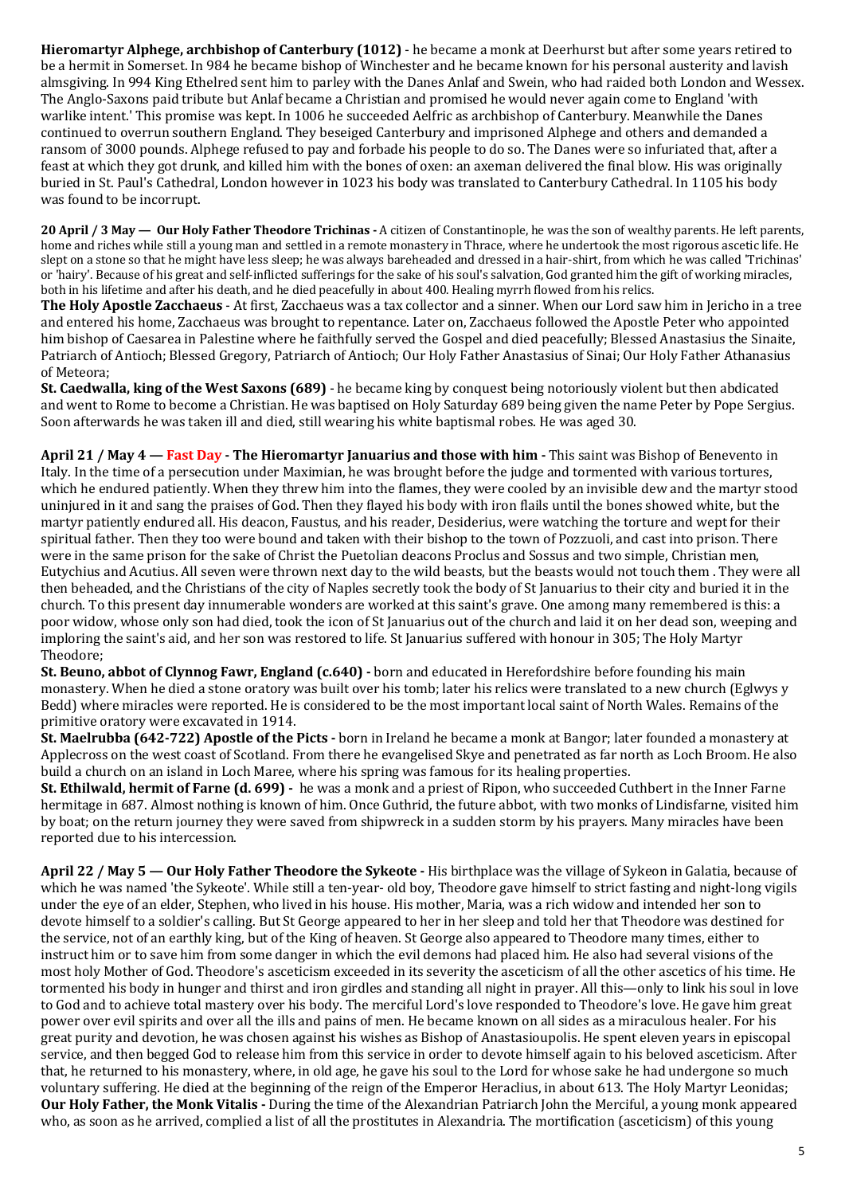**Hieromartyr Alphege, archbishop of Canterbury (1012)** - he became a monk at Deerhurst but after some years retired to be a hermit in Somerset. In 984 he became bishop of Winchester and he became known for his personal austerity and lavish almsgiving. In 994 King Ethelred sent him to parley with the Danes Anlaf and Swein, who had raided both London and Wessex. The Anglo-Saxons paid tribute but Anlaf became a Christian and promised he would never again come to England 'with warlike intent.' This promise was kept. In 1006 he succeeded Aelfric as archbishop of Canterbury. Meanwhile the Danes continued to overrun southern England. They beseiged Canterbury and imprisoned Alphege and others and demanded a ransom of 3000 pounds. Alphege refused to pay and forbade his people to do so. The Danes were so infuriated that, after a feast at which they got drunk, and killed him with the bones of oxen: an axeman delivered the final blow. His was originally buried in St. Paul's Cathedral, London however in 1023 his body was translated to Canterbury Cathedral. In 1105 his body was found to be incorrupt.

**20 April / 3 May — Our Holy Father Theodore Trichinas -** A citizen of Constantinople, he was the son of wealthy parents. He left parents, home and riches while still a young man and settled in a remote monastery in Thrace, where he undertook the most rigorous ascetic life. He slept on a stone so that he might have less sleep; he was always bareheaded and dressed in a hair-shirt, from which he was called 'Trichinas' or 'hairy'. Because of his great and self-inflicted sufferings for the sake of his soul's salvation, God granted him the gift of working miracles, both in his lifetime and after his death, and he died peacefully in about 400. Healing myrrh flowed from his relics.

**The Holy Apostle Zacchaeus** - At first, Zacchaeus was a tax collector and a sinner. When our Lord saw him in Jericho in a tree and entered his home, Zacchaeus was brought to repentance. Later on, Zacchaeus followed the Apostle Peter who appointed him bishop of Caesarea in Palestine where he faithfully served the Gospel and died peacefully; Blessed Anastasius the Sinaite, Patriarch of Antioch; Blessed Gregory, Patriarch of Antioch; Our Holy Father Anastasius of Sinai; Our Holy Father Athanasius of Meteora;

**St. Caedwalla, king of the West Saxons (689)** - he became king by conquest being notoriously violent but then abdicated and went to Rome to become a Christian. He was baptised on Holy Saturday 689 being given the name Peter by Pope Sergius. Soon afterwards he was taken ill and died, still wearing his white baptismal robes. He was aged 30.

**April 21 / May 4 — Fast Day - The Hieromartyr Januarius and those with him -** This saint was Bishop of Benevento in Italy. In the time of a persecution under Maximian, he was brought before the judge and tormented with various tortures, which he endured patiently. When they threw him into the flames, they were cooled by an invisible dew and the martyr stood uninjured in it and sang the praises of God. Then they flayed his body with iron flails until the bones showed white, but the martyr patiently endured all. His deacon, Faustus, and his reader, Desiderius, were watching the torture and wept for their spiritual father. Then they too were bound and taken with their bishop to the town of Pozzuoli, and cast into prison. There were in the same prison for the sake of Christ the Puetolian deacons Proclus and Sossus and two simple, Christian men, Eutychius and Acutius. All seven were thrown next day to the wild beasts, but the beasts would not touch them . They were all then beheaded, and the Christians of the city of Naples secretly took the body of St Januarius to their city and buried it in the church. To this present day innumerable wonders are worked at this saint's grave. One among many remembered is this: a poor widow, whose only son had died, took the icon of St Januarius out of the church and laid it on her dead son, weeping and imploring the saint's aid, and her son was restored to life. St Januarius suffered with honour in 305; The Holy Martyr Theodore;

**St. Beuno, abbot of Clynnog Fawr, England (c.640) -** born and educated in Herefordshire before founding his main monastery. When he died a stone oratory was built over his tomb; later his relics were translated to a new church (Eglwys y Bedd) where miracles were reported. He is considered to be the most important local saint of North Wales. Remains of the primitive oratory were excavated in 1914.

**St. Maelrubba (642-722) Apostle of the Picts -** born in Ireland he became a monk at Bangor; later founded a monastery at Applecross on the west coast of Scotland. From there he evangelised Skye and penetrated as far north as Loch Broom. He also build a church on an island in Loch Maree, where his spring was famous for its healing properties.

**St. Ethilwald, hermit of Farne (d. 699) -** he was a monk and a priest of Ripon, who succeeded Cuthbert in the Inner Farne hermitage in 687. Almost nothing is known of him. Once Guthrid, the future abbot, with two monks of Lindisfarne, visited him by boat; on the return journey they were saved from shipwreck in a sudden storm by his prayers. Many miracles have been reported due to his intercession.

**April 22 / May 5 — Our Holy Father Theodore the Sykeote -** His birthplace was the village of Sykeon in Galatia, because of which he was named 'the Sykeote'. While still a ten-year- old boy, Theodore gave himself to strict fasting and night-long vigils under the eye of an elder, Stephen, who lived in his house. His mother, Maria, was a rich widow and intended her son to devote himself to a soldier's calling. But St George appeared to her in her sleep and told her that Theodore was destined for the service, not of an earthly king, but of the King of heaven. St George also appeared to Theodore many times, either to instruct him or to save him from some danger in which the evil demons had placed him. He also had several visions of the most holy Mother of God. Theodore's asceticism exceeded in its severity the asceticism of all the other ascetics of his time. He tormented his body in hunger and thirst and iron girdles and standing all night in prayer. All this—only to link his soul in love to God and to achieve total mastery over his body. The merciful Lord's love responded to Theodore's love. He gave him great power over evil spirits and over all the ills and pains of men. He became known on all sides as a miraculous healer. For his great purity and devotion, he was chosen against his wishes as Bishop of Anastasioupolis. He spent eleven years in episcopal service, and then begged God to release him from this service in order to devote himself again to his beloved asceticism. After that, he returned to his monastery, where, in old age, he gave his soul to the Lord for whose sake he had undergone so much voluntary suffering. He died at the beginning of the reign of the Emperor Heraclius, in about 613. The Holy Martyr Leonidas;

**Our Holy Father, the Monk Vitalis -** During the time of the Alexandrian Patriarch John the Merciful, a young monk appeared who, as soon as he arrived, complied a list of all the prostitutes in Alexandria. The mortification (asceticism) of this young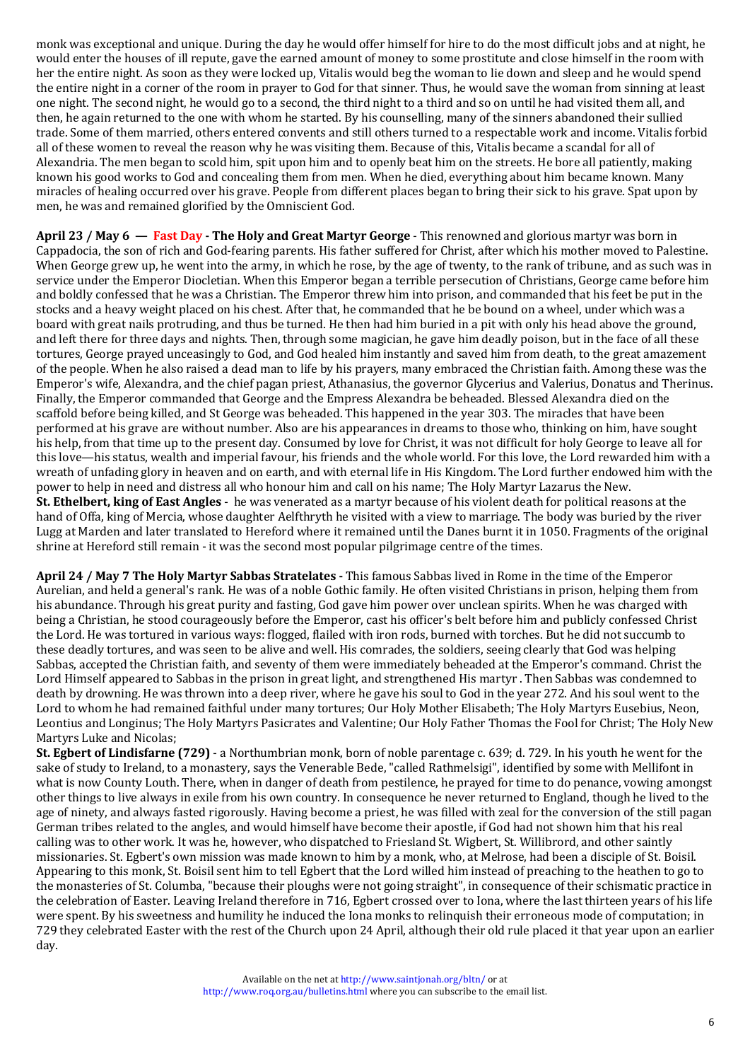monk was exceptional and unique. During the day he would offer himself for hire to do the most difficult jobs and at night, he would enter the houses of ill repute, gave the earned amount of money to some prostitute and close himself in the room with her the entire night. As soon as they were locked up, Vitalis would beg the woman to lie down and sleep and he would spend the entire night in a corner of the room in prayer to God for that sinner. Thus, he would save the woman from sinning at least one night. The second night, he would go to a second, the third night to a third and so on until he had visited them all, and then, he again returned to the one with whom he started. By his counselling, many of the sinners abandoned their sullied trade. Some of them married, others entered convents and still others turned to a respectable work and income. Vitalis forbid all of these women to reveal the reason why he was visiting them. Because of this, Vitalis became a scandal for all of Alexandria. The men began to scold him, spit upon him and to openly beat him on the streets. He bore all patiently, making known his good works to God and concealing them from men. When he died, everything about him became known. Many miracles of healing occurred over his grave. People from different places began to bring their sick to his grave. Spat upon by men, he was and remained glorified by the Omniscient God.

**April 23 / May 6 — Fast Day - The Holy and Great Martyr George** - This renowned and glorious martyr was born in Cappadocia, the son of rich and God-fearing parents. His father suffered for Christ, after which his mother moved to Palestine. When George grew up, he went into the army, in which he rose, by the age of twenty, to the rank of tribune, and as such was in service under the Emperor Diocletian. When this Emperor began a terrible persecution of Christians, George came before him and boldly confessed that he was a Christian. The Emperor threw him into prison, and commanded that his feet be put in the stocks and a heavy weight placed on his chest. After that, he commanded that he be bound on a wheel, under which was a board with great nails protruding, and thus be turned. He then had him buried in a pit with only his head above the ground, and left there for three days and nights. Then, through some magician, he gave him deadly poison, but in the face of all these tortures, George prayed unceasingly to God, and God healed him instantly and saved him from death, to the great amazement of the people. When he also raised a dead man to life by his prayers, many embraced the Christian faith. Among these was the Emperor's wife, Alexandra, and the chief pagan priest, Athanasius, the governor Glycerius and Valerius, Donatus and Therinus. Finally, the Emperor commanded that George and the Empress Alexandra be beheaded. Blessed Alexandra died on the scaffold before being killed, and St George was beheaded. This happened in the year 303. The miracles that have been performed at his grave are without number. Also are his appearances in dreams to those who, thinking on him, have sought his help, from that time up to the present day. Consumed by love for Christ, it was not difficult for holy George to leave all for this love—his status, wealth and imperial favour, his friends and the whole world. For this love, the Lord rewarded him with a wreath of unfading glory in heaven and on earth, and with eternal life in His Kingdom. The Lord further endowed him with the power to help in need and distress all who honour him and call on his name; The Holy Martyr Lazarus the New.

**St. Ethelbert, king of East Angles** - he was venerated as a martyr because of his violent death for political reasons at the hand of Offa, king of Mercia, whose daughter Aelfthryth he visited with a view to marriage. The body was buried by the river Lugg at Marden and later translated to Hereford where it remained until the Danes burnt it in 1050. Fragments of the original shrine at Hereford still remain - it was the second most popular pilgrimage centre of the times.

**April 24 / May 7 The Holy Martyr Sabbas Stratelates -** This famous Sabbas lived in Rome in the time of the Emperor Aurelian, and held a general's rank. He was of a noble Gothic family. He often visited Christians in prison, helping them from his abundance. Through his great purity and fasting, God gave him power over unclean spirits. When he was charged with being a Christian, he stood courageously before the Emperor, cast his officer's belt before him and publicly confessed Christ the Lord. He was tortured in various ways: flogged, flailed with iron rods, burned with torches. But he did not succumb to these deadly tortures, and was seen to be alive and well. His comrades, the soldiers, seeing clearly that God was helping Sabbas, accepted the Christian faith, and seventy of them were immediately beheaded at the Emperor's command. Christ the Lord Himself appeared to Sabbas in the prison in great light, and strengthened His martyr . Then Sabbas was condemned to death by drowning. He was thrown into a deep river, where he gave his soul to God in the year 272. And his soul went to the Lord to whom he had remained faithful under many tortures; Our Holy Mother Elisabeth; The Holy Martyrs Eusebius, Neon, Leontius and Longinus; The Holy Martyrs Pasicrates and Valentine; Our Holy Father Thomas the Fool for Christ; The Holy New Martyrs Luke and Nicolas;

**St. Egbert of Lindisfarne (729)** - a Northumbrian monk, born of noble parentage c. 639; d. 729. In his youth he went for the sake of study to Ireland, to a monastery, says the Venerable Bede, "called Rathmelsigi", identified by some with Mellifont in what is now County Louth. There, when in danger of death from pestilence, he prayed for time to do penance, vowing amongst other things to live always in exile from his own country. In consequence he never returned to England, though he lived to the age of ninety, and always fasted rigorously. Having become a priest, he was filled with zeal for the conversion of the still pagan German tribes related to the angles, and would himself have become their apostle, if God had not shown him that his real calling was to other work. It was he, however, who dispatched to Friesland St. Wigbert, St. Willibrord, and other saintly missionaries. St. Egbert's own mission was made known to him by a monk, who, at Melrose, had been a disciple of St. Boisil. Appearing to this monk, St. Boisil sent him to tell Egbert that the Lord willed him instead of preaching to the heathen to go to the monasteries of St. Columba, "because their ploughs were not going straight", in consequence of their schismatic practice in the celebration of Easter. Leaving Ireland therefore in 716, Egbert crossed over to Iona, where the last thirteen years of his life were spent. By his sweetness and humility he induced the Iona monks to relinquish their erroneous mode of computation; in 729 they celebrated Easter with the rest of the Church upon 24 April, although their old rule placed it that year upon an earlier day.

Available on the net at http://www.saintjonah.org/bltn/ or at
http://www.roq.org.au/bulletins.html where you can subscribe to the email list.